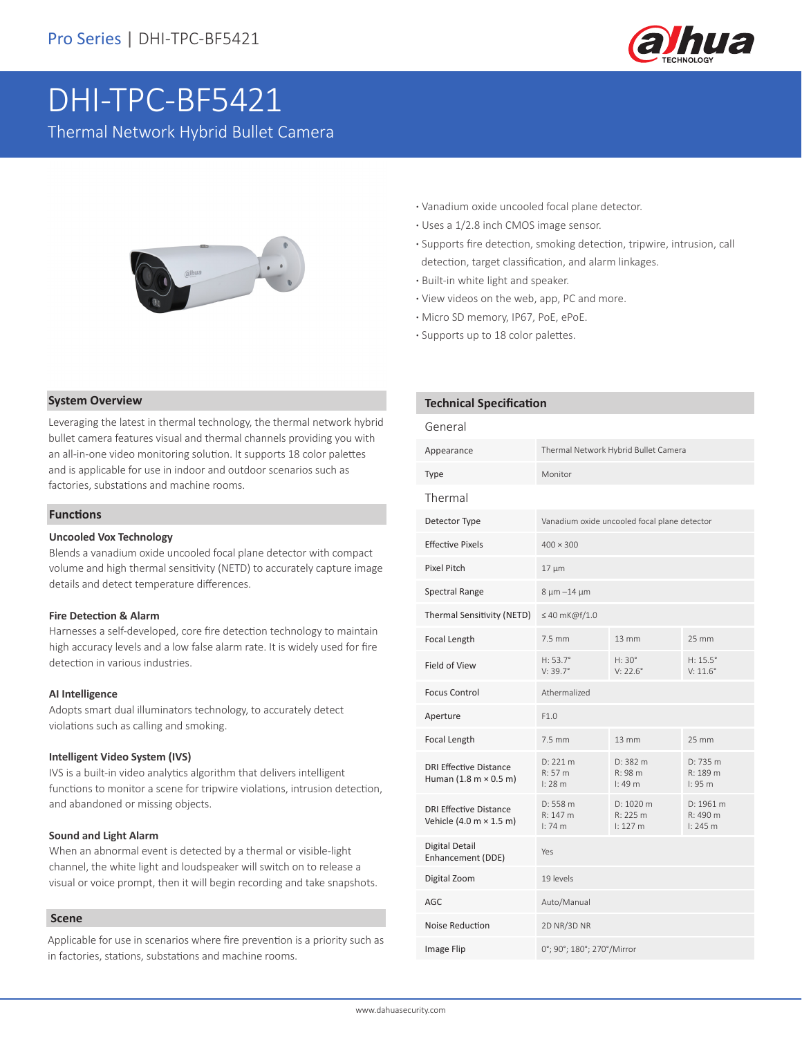# DHI-TPC-BF5421

Thermal Network Hybrid Bullet Camera

- Vanadium oxide uncooled focal plane detector.
- Uses a 1/2.8 inch CMOS image sensor.
- Supports fire detection, smoking detection, tripwire, intrusion, call detection, target classification, and alarm linkages.
- Built-in white light and speaker.
- View videos on the web, app, PC and more.
- Micro SD memory, IP67, PoE, ePoE.
- Supports up to 18 color palettes.

## System Overview

Leveraging the latest in thermal technology, the thermal network hybrid bullet camera features visual and thermal channels providing you with an all-in-one video monitoring solution. It supports 18 color palettes and is applicable for use in indoor and outdoor scenarios such as factories, substations and machine rooms.

## Functions

### Uncooled Vox Technology

Blends a vanadium oxide uncooled focal plane detector with compact volume and high thermal sensitivity (NETD) to accurately capture image details and detect temperature differences.

### Fire Detection & Alarm

Harnesses a self-developed, core fire detection technology to maintain high accuracy levels and a low false alarm rate. It is widely used for fire detection in various industries.

### AI Intelligence

Adopts smart dual illuminators technology, to accurately detect violations such as calling and smoking.

### Intelligent Video System (IVS)

IVS is a built-in video analytics algorithm that delivers intelligent functions to monitor a scene for tripwire violations, intrusion detection, and abandoned or missing objects.

### Sound and Light Alarm

When an abnormal event is detected by a thermal or visible-light channel, the white light and loudspeaker will switch on to release a visual or voice prompt, then it will begin recording and take snapshots.

## Scene

Applicable for use in scenarios where fire prevention is a priority such as in factories, stations, substations and machine rooms.

## Technical Specification

### General

| | | | |
|---|---|---|---|
| Appearance | Thermal Network Hybrid Bullet Camera | | |
| Type | Monitor | | |

### Thermal

| | | | |
|---|---|---|---|
| Detector Type | Vanadium oxide uncooled focal plane detector | | |
| Effective Pixels | 400 × 300 | | |
| Pixel Pitch | 17 µm | | |
| Spectral Range | 8 µm –14 µm | | |
| Thermal Sensitivity (NETD) | ≤ 40 mK@f/1.0 | | |
| Focal Length | 7.5 mm | 13 mm | 25 mm |
| Field of View | H: 53.7°<br>V: 39.7° | H: 30°<br>V: 22.6° | H: 15.5°<br>V: 11.6° |
| Focus Control | Athermalized | | |
| Aperture | F1.0 | | |
| Focal Length | 7.5 mm | 13 mm | 25 mm |
| DRI Effective Distance Human (1.8 m × 0.5 m) | D: 221 m<br>R: 57 m<br>I: 28 m | D: 382 m<br>R: 98 m<br>I: 49 m | D: 735 m<br>R: 189 m<br>I: 95 m |
| DRI Effective Distance Vehicle (4.0 m × 1.5 m) | D: 558 m<br>R: 147 m<br>I: 74 m | D: 1020 m<br>R: 225 m<br>I: 127 m | D: 1961 m<br>R: 490 m<br>I: 245 m |
| Digital Detail Enhancement (DDE) | Yes | | |
| Digital Zoom | 19 levels | | |
| AGC | Auto/Manual | | |
| Noise Reduction | 2D NR/3D NR | | |
| Image Flip | 0°; 90°; 180°; 270°/Mirror | | |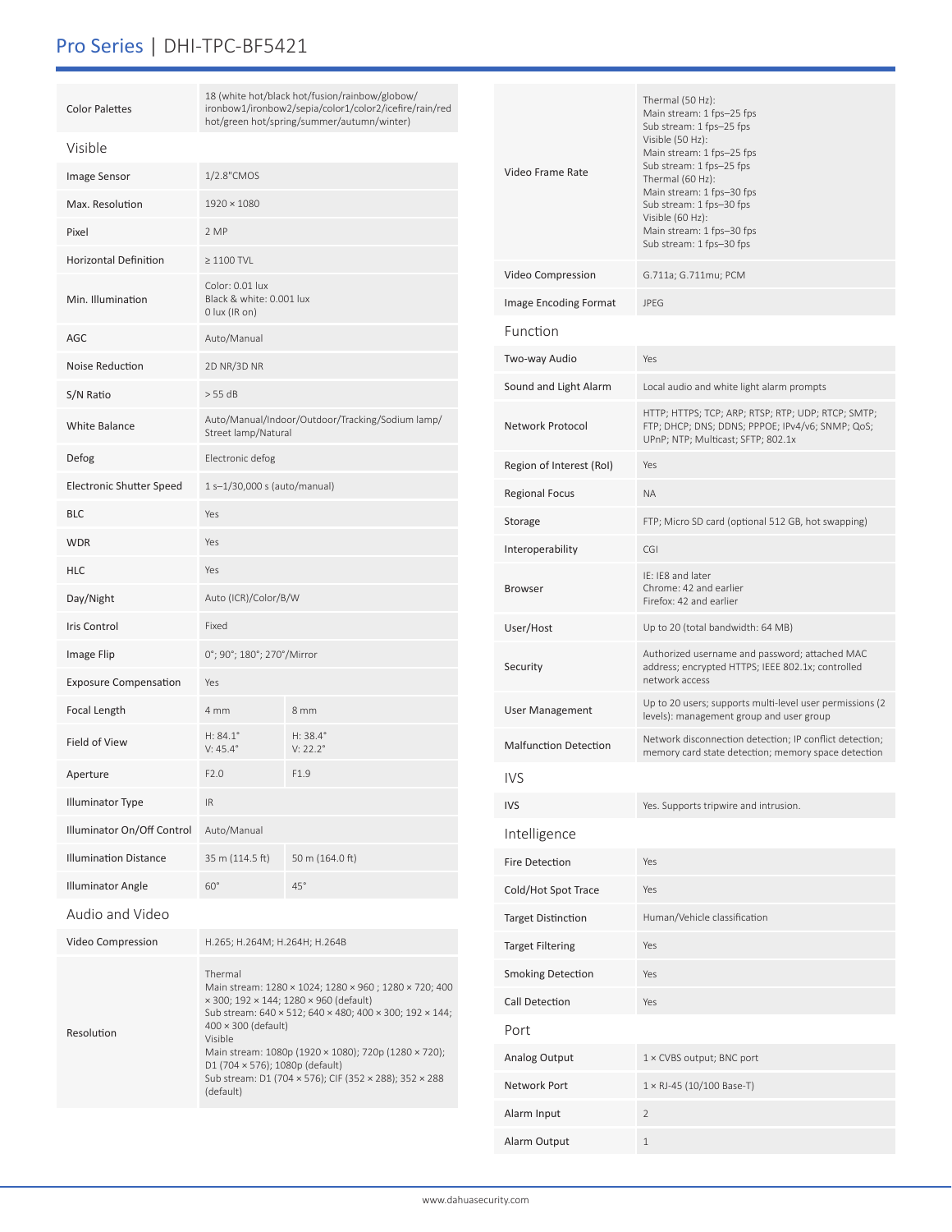| | | |
|---|---|---|
| Color Palettes | 18 (white hot/black hot/fusion/rainbow/globow/ironbow1/ironbow2/sepia/color1/color2/icefire/rain/red hot/green hot/spring/summer/autumn/winter) | |

## Visible

| | | |
|---|---|---|
| Image Sensor | 1/2.8"CMOS | |
| Max. Resolution | 1920 × 1080 | |
| Pixel | 2 MP | |
| Horizontal Definition | ≥ 1100 TVL | |
| Min. Illumination | Color: 0.01 lux<br>Black & white: 0.001 lux<br>0 lux (IR on) | |
| AGC | Auto/Manual | |
| Noise Reduction | 2D NR/3D NR | |
| S/N Ratio | > 55 dB | |
| White Balance | Auto/Manual/Indoor/Outdoor/Tracking/Sodium lamp/Street lamp/Natural | |
| Defog | Electronic defog | |
| Electronic Shutter Speed | 1 s–1/30,000 s (auto/manual) | |
| BLC | Yes | |
| WDR | Yes | |
| HLC | Yes | |
| Day/Night | Auto (ICR)/Color/B/W | |
| Iris Control | Fixed | |
| Image Flip | 0°; 90°; 180°; 270°/Mirror | |
| Exposure Compensation | Yes | |
| Focal Length | 4 mm | 8 mm |
| Field of View | H: 84.1°<br>V: 45.4° | H: 38.4°<br>V: 22.2° |
| Aperture | F2.0 | F1.9 |
| Illuminator Type | IR | |
| Illuminator On/Off Control | Auto/Manual | |
| Illumination Distance | 35 m (114.5 ft) | 50 m (164.0 ft) |
| Illuminator Angle | 60° | 45° |

## Audio and Video

| | |
|---|---|
| Video Compression | H.265; H.264M; H.264H; H.264B |
| Resolution | Thermal<br>Main stream: 1280 × 1024; 1280 × 960 ; 1280 × 720; 400 × 300; 192 × 144; 1280 × 960 (default)<br>Sub stream: 640 × 512; 640 × 480; 400 × 300; 192 × 144; 400 × 300 (default)<br>Visible<br>Main stream: 1080p (1920 × 1080); 720p (1280 × 720); D1 (704 × 576); 1080p (default)<br>Sub stream: D1 (704 × 576); CIF (352 × 288); 352 × 288 (default) |
| Video Frame Rate | Thermal (50 Hz):<br>Main stream: 1 fps–25 fps<br>Sub stream: 1 fps–25 fps<br>Visible (50 Hz):<br>Main stream: 1 fps–25 fps<br>Sub stream: 1 fps–25 fps<br>Thermal (60 Hz):<br>Main stream: 1 fps–30 fps<br>Sub stream: 1 fps–30 fps<br>Visible (60 Hz):<br>Main stream: 1 fps–30 fps<br>Sub stream: 1 fps–30 fps |
| Video Compression | G.711a; G.711mu; PCM |
| Image Encoding Format | JPEG |

## Function

| | |
|---|---|
| Two-way Audio | Yes |
| Sound and Light Alarm | Local audio and white light alarm prompts |
| Network Protocol | HTTP; HTTPS; TCP; ARP; RTSP; RTP; UDP; RTCP; SMTP; FTP; DHCP; DNS; DDNS; PPPOE; IPv4/v6; SNMP; QoS; UPnP; NTP; Multicast; SFTP; 802.1x |
| Region of Interest (RoI) | Yes |
| Regional Focus | NA |
| Storage | FTP; Micro SD card (optional 512 GB, hot swapping) |
| Interoperability | CGI |
| Browser | IE: IE8 and later<br>Chrome: 42 and earlier<br>Firefox: 42 and earlier |
| User/Host | Up to 20 (total bandwidth: 64 MB) |
| Security | Authorized username and password; attached MAC address; encrypted HTTPS; IEEE 802.1x; controlled network access |
| User Management | Up to 20 users; supports multi-level user permissions (2 levels): management group and user group |
| Malfunction Detection | Network disconnection detection; IP conflict detection; memory card state detection; memory space detection |

## IVS

| | |
|---|---|
| IVS | Yes. Supports tripwire and intrusion. |

## Intelligence

| | |
|---|---|
| Fire Detection | Yes |
| Cold/Hot Spot Trace | Yes |
| Target Distinction | Human/Vehicle classification |
| Target Filtering | Yes |
| Smoking Detection | Yes |
| Call Detection | Yes |

## Port

| | |
|---|---|
| Analog Output | 1 × CVBS output; BNC port |
| Network Port | 1 × RJ-45 (10/100 Base-T) |
| Alarm Input | 2 |
| Alarm Output | 1 |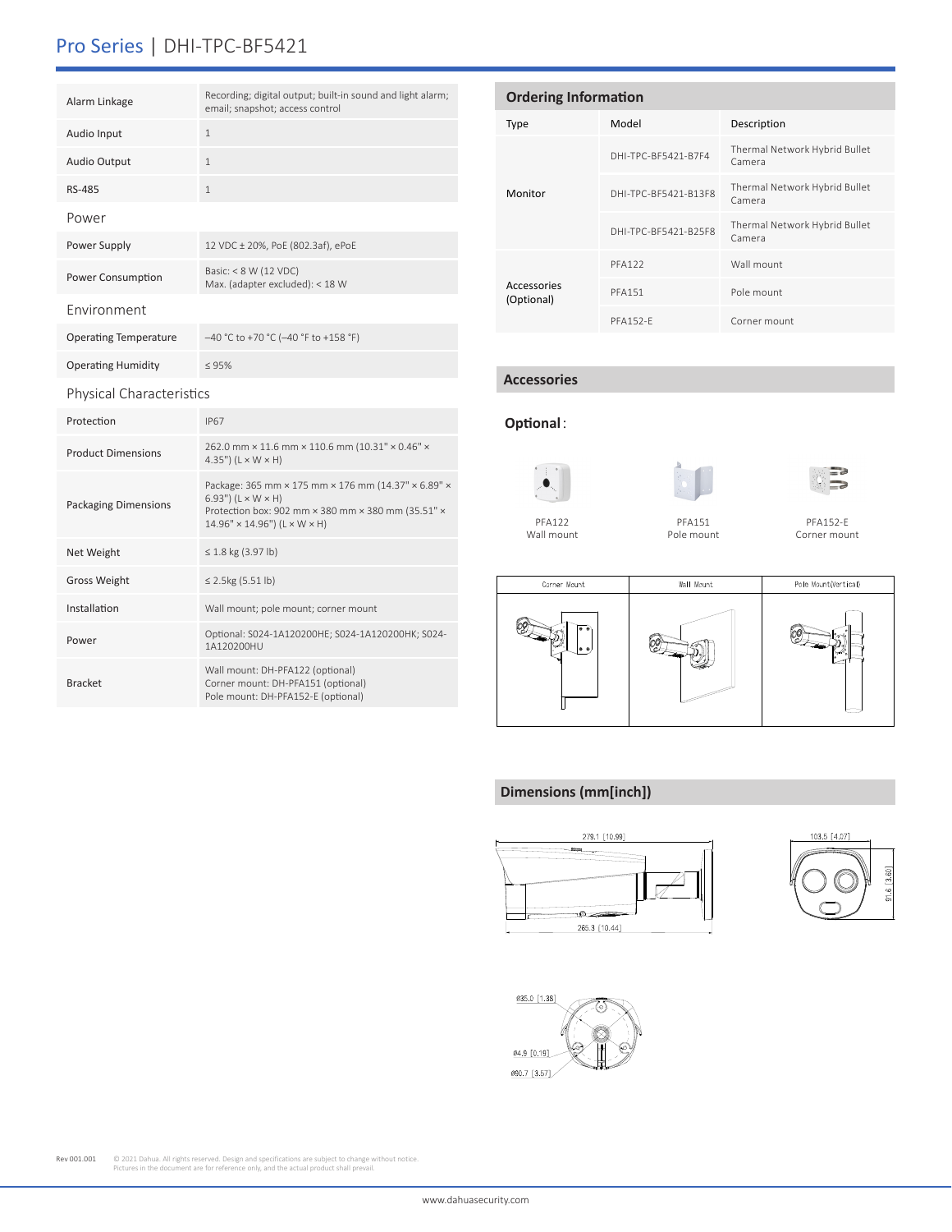# Pro Series | DHI-TPC-BF5421

| | |
|---|---|
| Alarm Linkage | Recording; digital output; built-in sound and light alarm; email; snapshot; access control |
| Audio Input | 1 |
| Audio Output | 1 |
| RS-485 | 1 |
| **Power** | |
| Power Supply | 12 VDC ± 20%, PoE (802.3af), ePoE |
| Power Consumption | Basic: < 8 W (12 VDC)<br>Max. (adapter excluded): < 18 W |
| **Environment** | |
| Operating Temperature | –40 °C to +70 °C (–40 °F to +158 °F) |
| Operating Humidity | ≤ 95% |
| **Physical Characteristics** | |
| Protection | IP67 |
| Product Dimensions | 262.0 mm × 11.6 mm × 110.6 mm (10.31" × 0.46" × 4.35") (L × W × H) |
| Packaging Dimensions | Package: 365 mm × 175 mm × 176 mm (14.37" × 6.89" × 6.93") (L × W × H)<br>Protection box: 902 mm × 380 mm × 380 mm (35.51" × 14.96" × 14.96") (L × W × H) |
| Net Weight | ≤ 1.8 kg (3.97 lb) |
| Gross Weight | ≤ 2.5kg (5.51 lb) |
| Installation | Wall mount; pole mount; corner mount |
| Power | Optional: S024-1A120200HE; S024-1A120200HK; S024-1A120200HU |
| Bracket | Wall mount: DH-PFA122 (optional)<br>Corner mount: DH-PFA151 (optional)<br>Pole mount: DH-PFA152-E (optional) |

## Ordering Information

| Type | Model | Description |
|---|---|---|
| Monitor | DHI-TPC-BF5421-B7F4 | Thermal Network Hybrid Bullet Camera |
| | DHI-TPC-BF5421-B13F8 | Thermal Network Hybrid Bullet Camera |
| | DHI-TPC-BF5421-B25F8 | Thermal Network Hybrid Bullet Camera |
| Accessories (Optional) | PFA122 | Wall mount |
| | PFA151 | Pole mount |
| | PFA152-E | Corner mount |

## Accessories

**Optional:**

PFA122
Wall mount

PFA151
Pole mount

PFA152-E
Corner mount

Corner Mount

Wall Mount

Pole Mount(Vertical)

## Dimensions (mm[inch])

279.1 [10.99]

265.3 [10.44]

103.5 [4.07]

91.6 [3.60]

Ø35.0 [1.38]

Ø4.9 [0.19]

Ø90.7 [3.57]

Rev 001.001

© 2021 Dahua. All rights reserved. Design and specifications are subject to change without notice.
Pictures in the document are for reference only, and the actual product shall prevail.

www.dahuasecurity.com